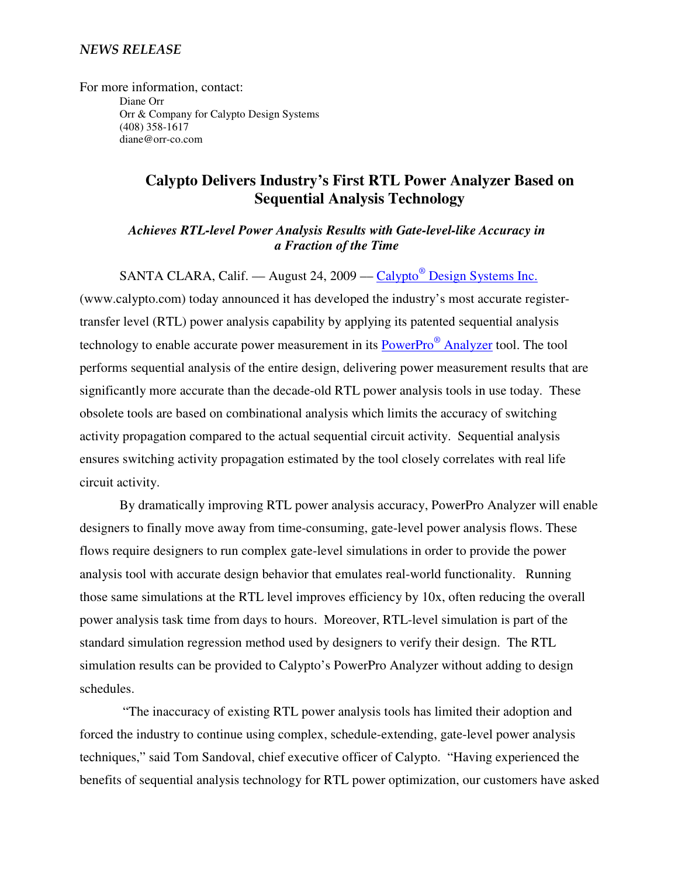*NEWS RELEASE*

For more information, contact:

Diane Orr
Orr & Company for Calypto Design Systems
(408) 358-1617
diane@orr-co.com

# Calypto Delivers Industry's First RTL Power Analyzer Based on Sequential Analysis Technology

***Achieves RTL-level Power Analysis Results with Gate-level-like Accuracy in a Fraction of the Time***

SANTA CLARA, Calif. — August 24, 2009 — Calypto® Design Systems Inc. (www.calypto.com) today announced it has developed the industry's most accurate register-transfer level (RTL) power analysis capability by applying its patented sequential analysis technology to enable accurate power measurement in its PowerPro® Analyzer tool. The tool performs sequential analysis of the entire design, delivering power measurement results that are significantly more accurate than the decade-old RTL power analysis tools in use today. These obsolete tools are based on combinational analysis which limits the accuracy of switching activity propagation compared to the actual sequential circuit activity. Sequential analysis ensures switching activity propagation estimated by the tool closely correlates with real life circuit activity.

By dramatically improving RTL power analysis accuracy, PowerPro Analyzer will enable designers to finally move away from time-consuming, gate-level power analysis flows. These flows require designers to run complex gate-level simulations in order to provide the power analysis tool with accurate design behavior that emulates real-world functionality. Running those same simulations at the RTL level improves efficiency by 10x, often reducing the overall power analysis task time from days to hours. Moreover, RTL-level simulation is part of the standard simulation regression method used by designers to verify their design. The RTL simulation results can be provided to Calypto's PowerPro Analyzer without adding to design schedules.

"The inaccuracy of existing RTL power analysis tools has limited their adoption and forced the industry to continue using complex, schedule-extending, gate-level power analysis techniques," said Tom Sandoval, chief executive officer of Calypto. "Having experienced the benefits of sequential analysis technology for RTL power optimization, our customers have asked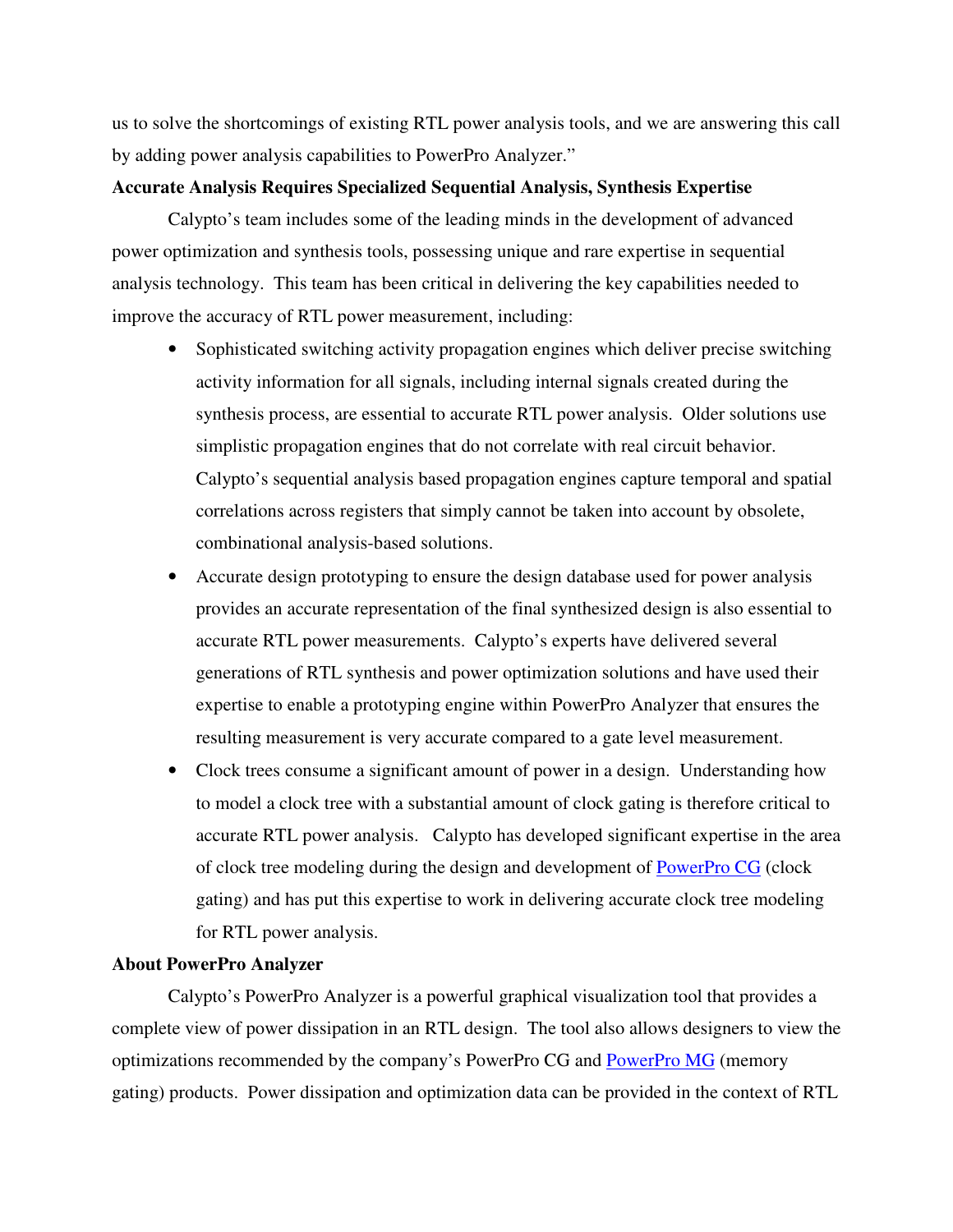us to solve the shortcomings of existing RTL power analysis tools, and we are answering this call by adding power analysis capabilities to PowerPro Analyzer."

**Accurate Analysis Requires Specialized Sequential Analysis, Synthesis Expertise**

Calypto's team includes some of the leading minds in the development of advanced power optimization and synthesis tools, possessing unique and rare expertise in sequential analysis technology. This team has been critical in delivering the key capabilities needed to improve the accuracy of RTL power measurement, including:

- Sophisticated switching activity propagation engines which deliver precise switching activity information for all signals, including internal signals created during the synthesis process, are essential to accurate RTL power analysis. Older solutions use simplistic propagation engines that do not correlate with real circuit behavior. Calypto's sequential analysis based propagation engines capture temporal and spatial correlations across registers that simply cannot be taken into account by obsolete, combinational analysis-based solutions.
- Accurate design prototyping to ensure the design database used for power analysis provides an accurate representation of the final synthesized design is also essential to accurate RTL power measurements. Calypto's experts have delivered several generations of RTL synthesis and power optimization solutions and have used their expertise to enable a prototyping engine within PowerPro Analyzer that ensures the resulting measurement is very accurate compared to a gate level measurement.
- Clock trees consume a significant amount of power in a design. Understanding how to model a clock tree with a substantial amount of clock gating is therefore critical to accurate RTL power analysis. Calypto has developed significant expertise in the area of clock tree modeling during the design and development of PowerPro CG (clock gating) and has put this expertise to work in delivering accurate clock tree modeling for RTL power analysis.

**About PowerPro Analyzer**

Calypto's PowerPro Analyzer is a powerful graphical visualization tool that provides a complete view of power dissipation in an RTL design. The tool also allows designers to view the optimizations recommended by the company's PowerPro CG and PowerPro MG (memory gating) products. Power dissipation and optimization data can be provided in the context of RTL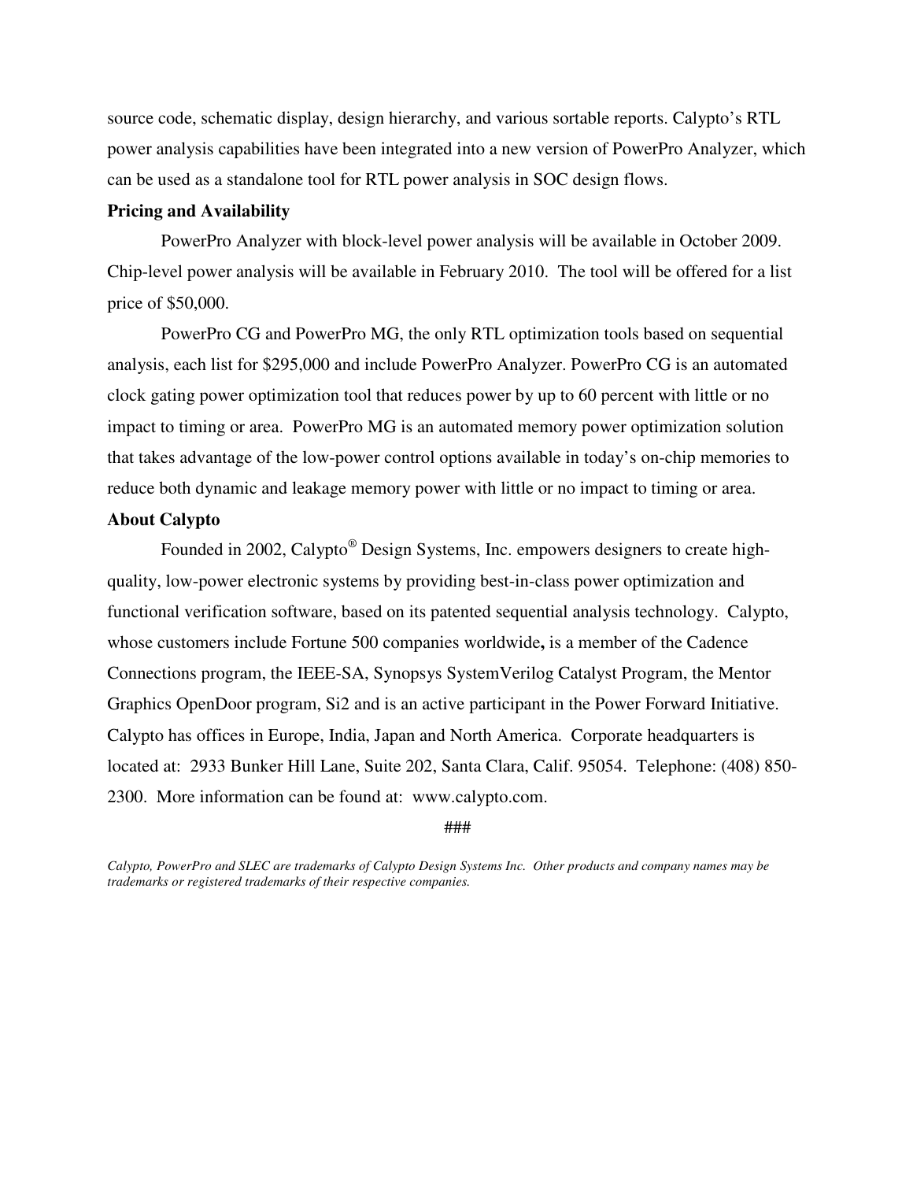source code, schematic display, design hierarchy, and various sortable reports. Calypto's RTL power analysis capabilities have been integrated into a new version of PowerPro Analyzer, which can be used as a standalone tool for RTL power analysis in SOC design flows.

**Pricing and Availability**

PowerPro Analyzer with block-level power analysis will be available in October 2009. Chip-level power analysis will be available in February 2010. The tool will be offered for a list price of $50,000.

PowerPro CG and PowerPro MG, the only RTL optimization tools based on sequential analysis, each list for $295,000 and include PowerPro Analyzer. PowerPro CG is an automated clock gating power optimization tool that reduces power by up to 60 percent with little or no impact to timing or area. PowerPro MG is an automated memory power optimization solution that takes advantage of the low-power control options available in today's on-chip memories to reduce both dynamic and leakage memory power with little or no impact to timing or area.

**About Calypto**

Founded in 2002, Calypto® Design Systems, Inc. empowers designers to create high-quality, low-power electronic systems by providing best-in-class power optimization and functional verification software, based on its patented sequential analysis technology. Calypto, whose customers include Fortune 500 companies worldwide**,** is a member of the Cadence Connections program, the IEEE-SA, Synopsys SystemVerilog Catalyst Program, the Mentor Graphics OpenDoor program, Si2 and is an active participant in the Power Forward Initiative. Calypto has offices in Europe, India, Japan and North America. Corporate headquarters is located at: 2933 Bunker Hill Lane, Suite 202, Santa Clara, Calif. 95054. Telephone: (408) 850-2300. More information can be found at: www.calypto.com.

###

*Calypto, PowerPro and SLEC are trademarks of Calypto Design Systems Inc. Other products and company names may be trademarks or registered trademarks of their respective companies.*